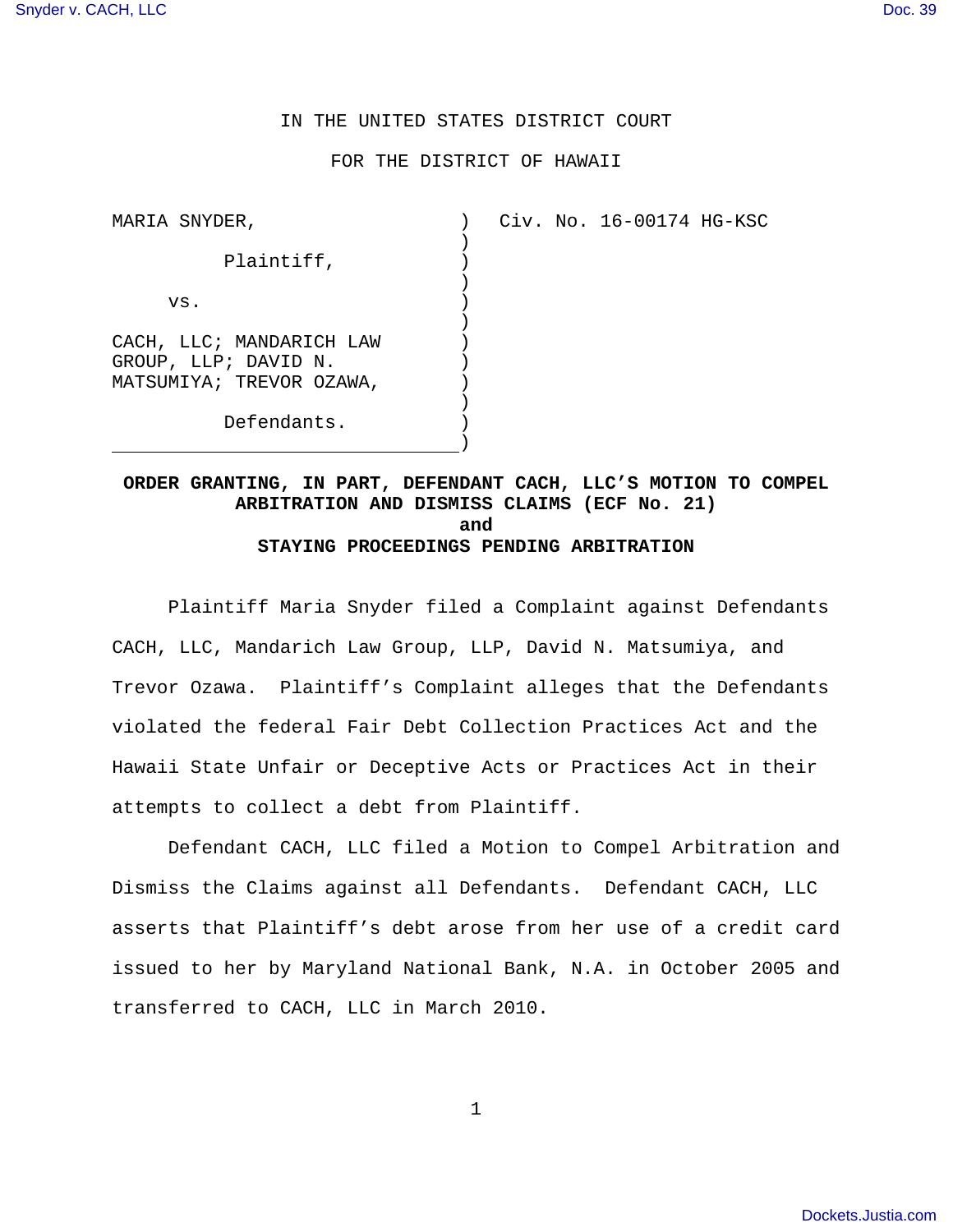IN THE UNITED STATES DISTRICT COURT

FOR THE DISTRICT OF HAWAII

| | |
|---|---|
| MARIA SNYDER,<br><br>Plaintiff,<br><br>vs.<br><br>CACH, LLC; MANDARICH LAW GROUP, LLP; DAVID N. MATSUMIYA; TREVOR OZAWA,<br><br>Defendants. | Civ. No. 16-00174 HG-KSC |

**ORDER GRANTING, IN PART, DEFENDANT CACH, LLC'S MOTION TO COMPEL ARBITRATION AND DISMISS CLAIMS (ECF No. 21)**
**and**
**STAYING PROCEEDINGS PENDING ARBITRATION**

Plaintiff Maria Snyder filed a Complaint against Defendants CACH, LLC, Mandarich Law Group, LLP, David N. Matsumiya, and Trevor Ozawa. Plaintiff's Complaint alleges that the Defendants violated the federal Fair Debt Collection Practices Act and the Hawaii State Unfair or Deceptive Acts or Practices Act in their attempts to collect a debt from Plaintiff.

Defendant CACH, LLC filed a Motion to Compel Arbitration and Dismiss the Claims against all Defendants. Defendant CACH, LLC asserts that Plaintiff's debt arose from her use of a credit card issued to her by Maryland National Bank, N.A. in October 2005 and transferred to CACH, LLC in March 2010.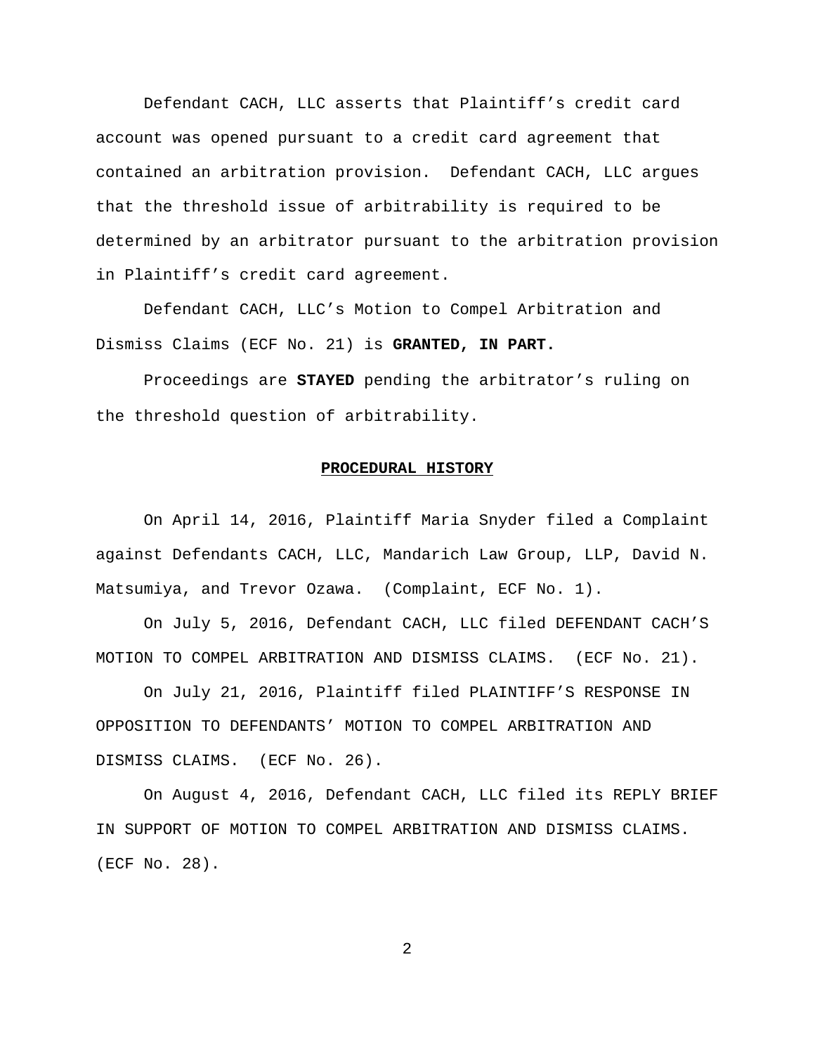Defendant CACH, LLC asserts that Plaintiff's credit card account was opened pursuant to a credit card agreement that contained an arbitration provision. Defendant CACH, LLC argues that the threshold issue of arbitrability is required to be determined by an arbitrator pursuant to the arbitration provision in Plaintiff's credit card agreement.

Defendant CACH, LLC's Motion to Compel Arbitration and Dismiss Claims (ECF No. 21) is **GRANTED, IN PART.**

Proceedings are **STAYED** pending the arbitrator's ruling on the threshold question of arbitrability.

## PROCEDURAL HISTORY

On April 14, 2016, Plaintiff Maria Snyder filed a Complaint against Defendants CACH, LLC, Mandarich Law Group, LLP, David N. Matsumiya, and Trevor Ozawa. (Complaint, ECF No. 1).

On July 5, 2016, Defendant CACH, LLC filed DEFENDANT CACH'S MOTION TO COMPEL ARBITRATION AND DISMISS CLAIMS. (ECF No. 21).

On July 21, 2016, Plaintiff filed PLAINTIFF'S RESPONSE IN OPPOSITION TO DEFENDANTS' MOTION TO COMPEL ARBITRATION AND DISMISS CLAIMS. (ECF No. 26).

On August 4, 2016, Defendant CACH, LLC filed its REPLY BRIEF IN SUPPORT OF MOTION TO COMPEL ARBITRATION AND DISMISS CLAIMS. (ECF No. 28).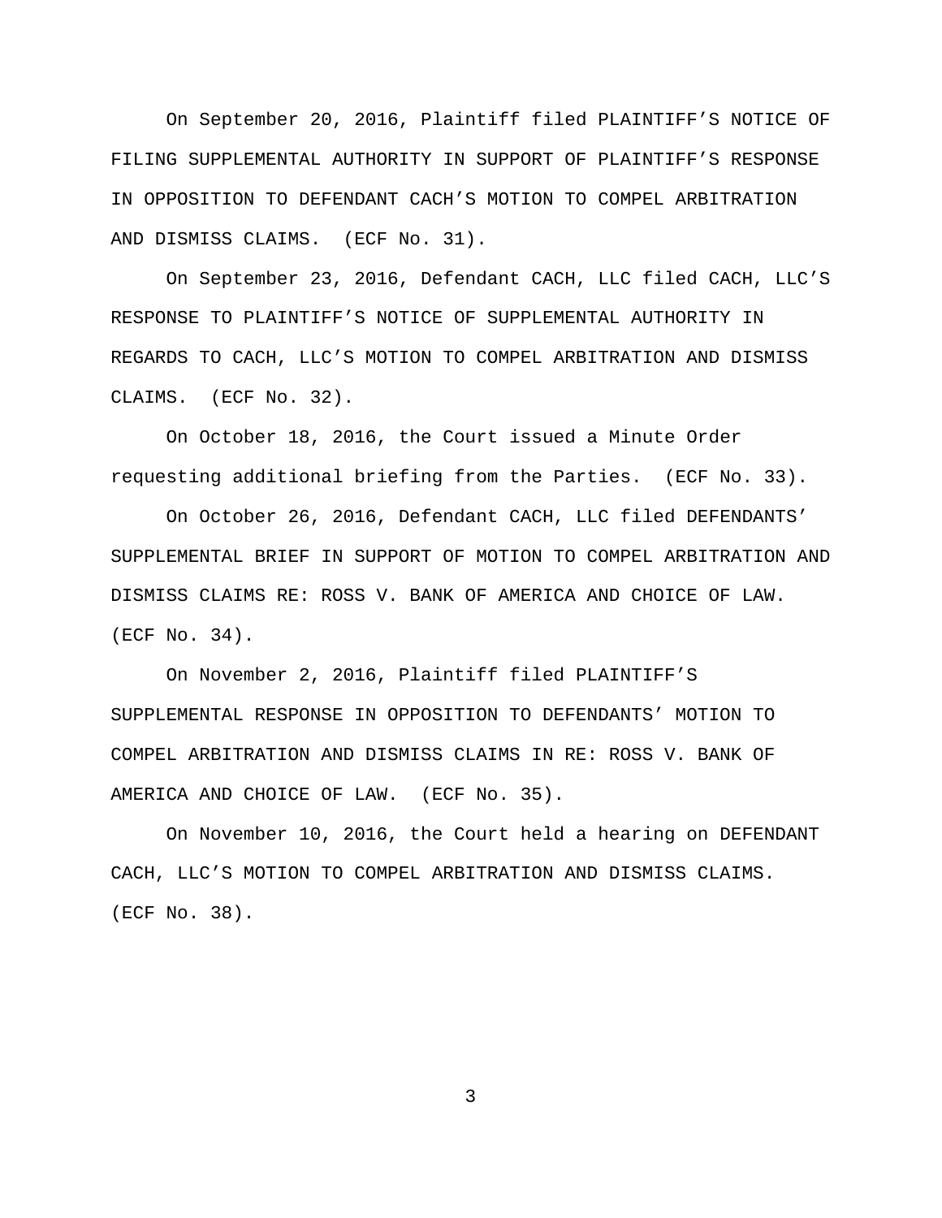On September 20, 2016, Plaintiff filed PLAINTIFF’S NOTICE OF FILING SUPPLEMENTAL AUTHORITY IN SUPPORT OF PLAINTIFF’S RESPONSE IN OPPOSITION TO DEFENDANT CACH’S MOTION TO COMPEL ARBITRATION AND DISMISS CLAIMS. (ECF No. 31).

On September 23, 2016, Defendant CACH, LLC filed CACH, LLC’S RESPONSE TO PLAINTIFF’S NOTICE OF SUPPLEMENTAL AUTHORITY IN REGARDS TO CACH, LLC’S MOTION TO COMPEL ARBITRATION AND DISMISS CLAIMS. (ECF No. 32).

On October 18, 2016, the Court issued a Minute Order requesting additional briefing from the Parties. (ECF No. 33).

On October 26, 2016, Defendant CACH, LLC filed DEFENDANTS’ SUPPLEMENTAL BRIEF IN SUPPORT OF MOTION TO COMPEL ARBITRATION AND DISMISS CLAIMS RE: ROSS V. BANK OF AMERICA AND CHOICE OF LAW. (ECF No. 34).

On November 2, 2016, Plaintiff filed PLAINTIFF’S SUPPLEMENTAL RESPONSE IN OPPOSITION TO DEFENDANTS’ MOTION TO COMPEL ARBITRATION AND DISMISS CLAIMS IN RE: ROSS V. BANK OF AMERICA AND CHOICE OF LAW. (ECF No. 35).

On November 10, 2016, the Court held a hearing on DEFENDANT CACH, LLC’S MOTION TO COMPEL ARBITRATION AND DISMISS CLAIMS. (ECF No. 38).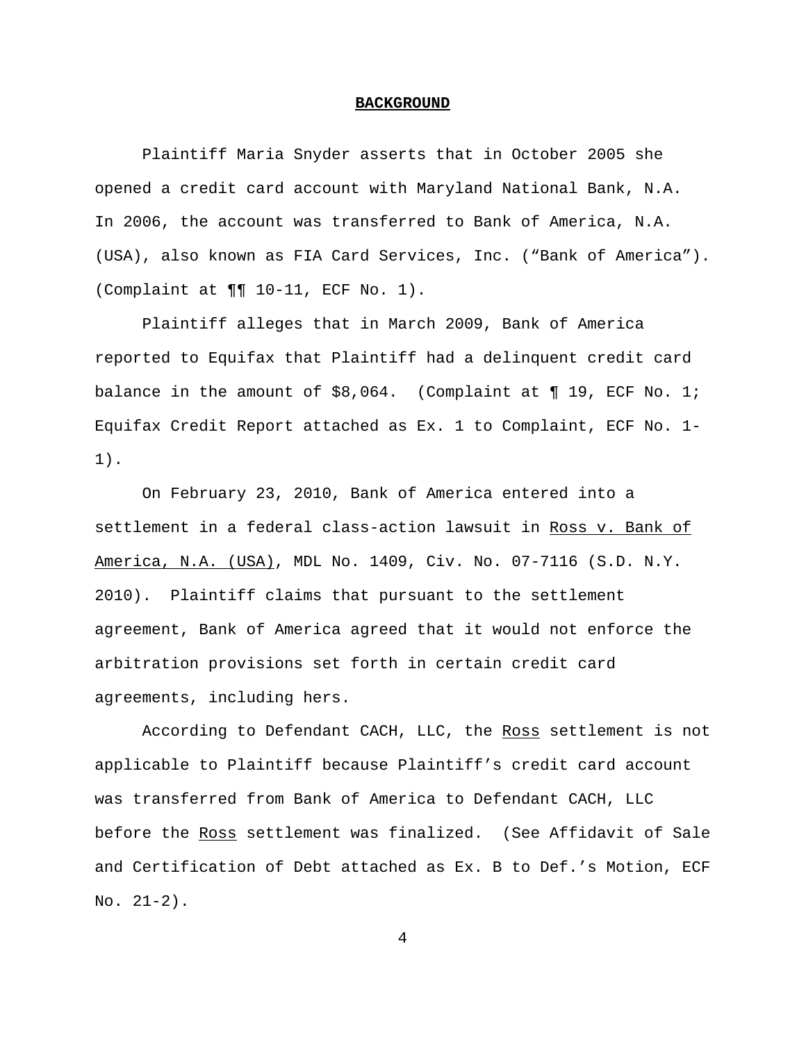## **BACKGROUND**

Plaintiff Maria Snyder asserts that in October 2005 she opened a credit card account with Maryland National Bank, N.A. In 2006, the account was transferred to Bank of America, N.A. (USA), also known as FIA Card Services, Inc. ("Bank of America"). (Complaint at ¶¶ 10-11, ECF No. 1).

Plaintiff alleges that in March 2009, Bank of America reported to Equifax that Plaintiff had a delinquent credit card balance in the amount of $8,064. (Complaint at ¶ 19, ECF No. 1; Equifax Credit Report attached as Ex. 1 to Complaint, ECF No. 1-1).

On February 23, 2010, Bank of America entered into a settlement in a federal class-action lawsuit in Ross v. Bank of America, N.A. (USA), MDL No. 1409, Civ. No. 07-7116 (S.D. N.Y. 2010). Plaintiff claims that pursuant to the settlement agreement, Bank of America agreed that it would not enforce the arbitration provisions set forth in certain credit card agreements, including hers.

According to Defendant CACH, LLC, the Ross settlement is not applicable to Plaintiff because Plaintiff's credit card account was transferred from Bank of America to Defendant CACH, LLC before the Ross settlement was finalized. (See Affidavit of Sale and Certification of Debt attached as Ex. B to Def.'s Motion, ECF No. 21-2).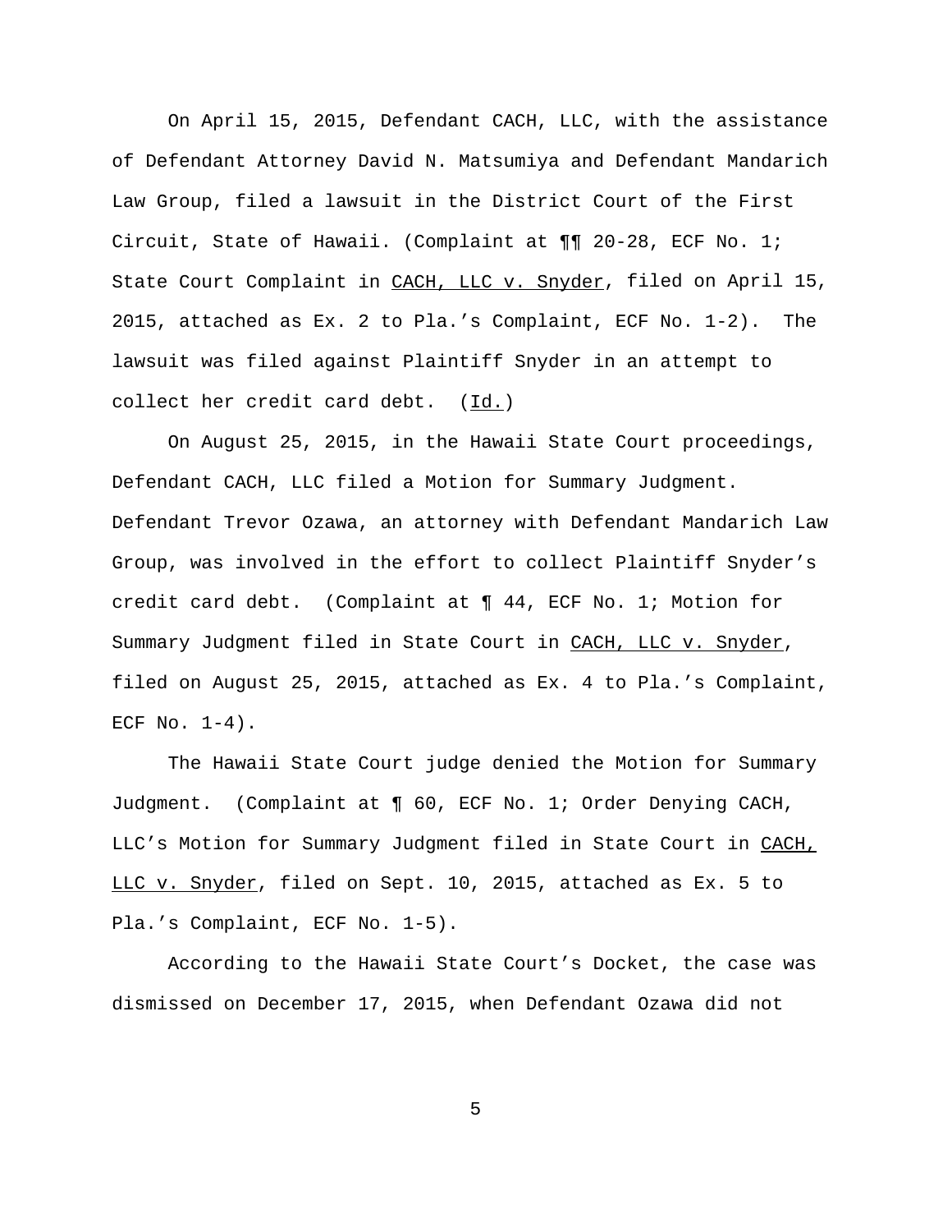On April 15, 2015, Defendant CACH, LLC, with the assistance of Defendant Attorney David N. Matsumiya and Defendant Mandarich Law Group, filed a lawsuit in the District Court of the First Circuit, State of Hawaii. (Complaint at ¶¶ 20-28, ECF No. 1; State Court Complaint in CACH, LLC v. Snyder, filed on April 15, 2015, attached as Ex. 2 to Pla.'s Complaint, ECF No. 1-2). The lawsuit was filed against Plaintiff Snyder in an attempt to collect her credit card debt. (Id.)

On August 25, 2015, in the Hawaii State Court proceedings, Defendant CACH, LLC filed a Motion for Summary Judgment. Defendant Trevor Ozawa, an attorney with Defendant Mandarich Law Group, was involved in the effort to collect Plaintiff Snyder's credit card debt. (Complaint at ¶ 44, ECF No. 1; Motion for Summary Judgment filed in State Court in CACH, LLC v. Snyder, filed on August 25, 2015, attached as Ex. 4 to Pla.'s Complaint, ECF No. 1-4).

The Hawaii State Court judge denied the Motion for Summary Judgment. (Complaint at ¶ 60, ECF No. 1; Order Denying CACH, LLC's Motion for Summary Judgment filed in State Court in CACH, LLC v. Snyder, filed on Sept. 10, 2015, attached as Ex. 5 to Pla.'s Complaint, ECF No. 1-5).

According to the Hawaii State Court's Docket, the case was dismissed on December 17, 2015, when Defendant Ozawa did not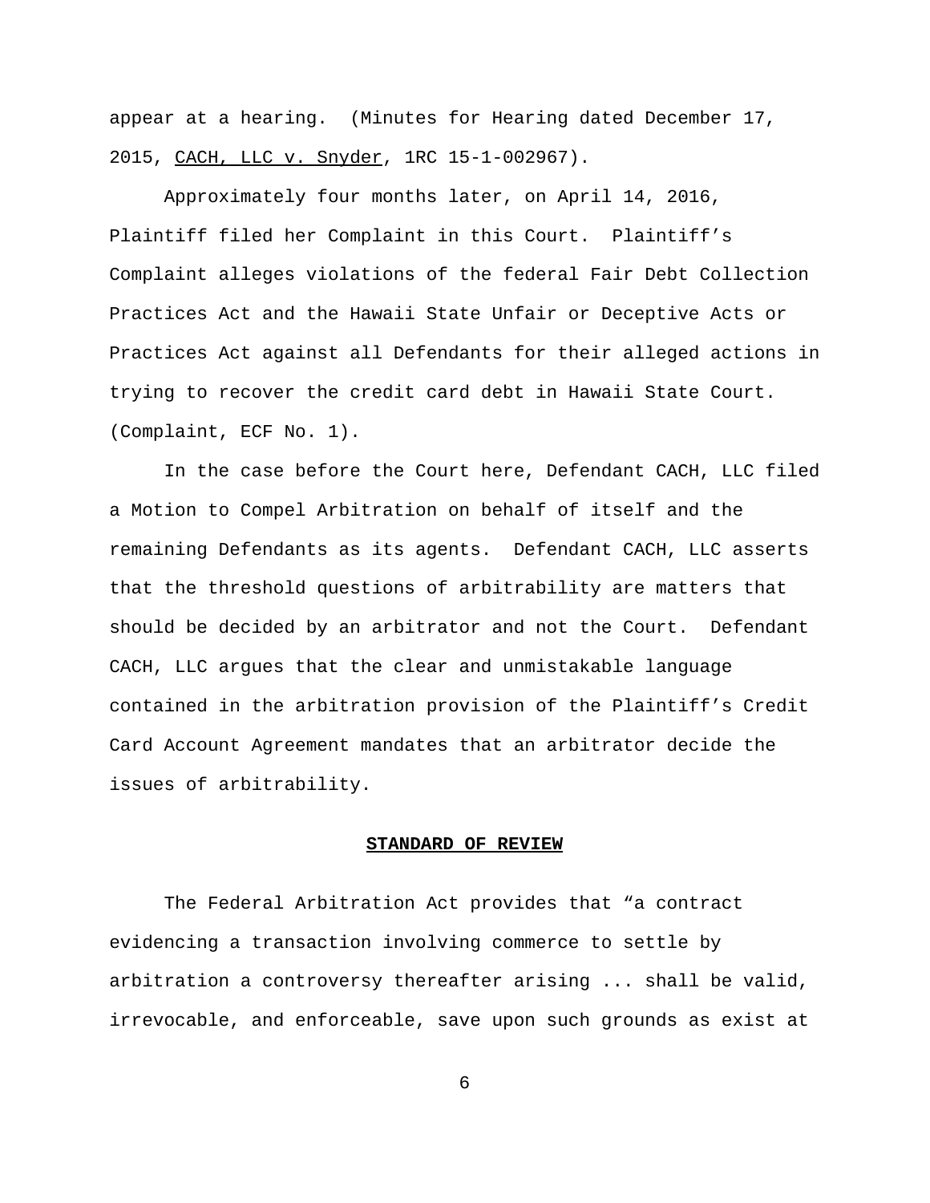appear at a hearing. (Minutes for Hearing dated December 17, 2015, CACH, LLC v. Snyder, 1RC 15-1-002967).

Approximately four months later, on April 14, 2016, Plaintiff filed her Complaint in this Court. Plaintiff's Complaint alleges violations of the federal Fair Debt Collection Practices Act and the Hawaii State Unfair or Deceptive Acts or Practices Act against all Defendants for their alleged actions in trying to recover the credit card debt in Hawaii State Court. (Complaint, ECF No. 1).

In the case before the Court here, Defendant CACH, LLC filed a Motion to Compel Arbitration on behalf of itself and the remaining Defendants as its agents. Defendant CACH, LLC asserts that the threshold questions of arbitrability are matters that should be decided by an arbitrator and not the Court. Defendant CACH, LLC argues that the clear and unmistakable language contained in the arbitration provision of the Plaintiff's Credit Card Account Agreement mandates that an arbitrator decide the issues of arbitrability.

## STANDARD OF REVIEW

The Federal Arbitration Act provides that "a contract evidencing a transaction involving commerce to settle by arbitration a controversy thereafter arising ... shall be valid, irrevocable, and enforceable, save upon such grounds as exist at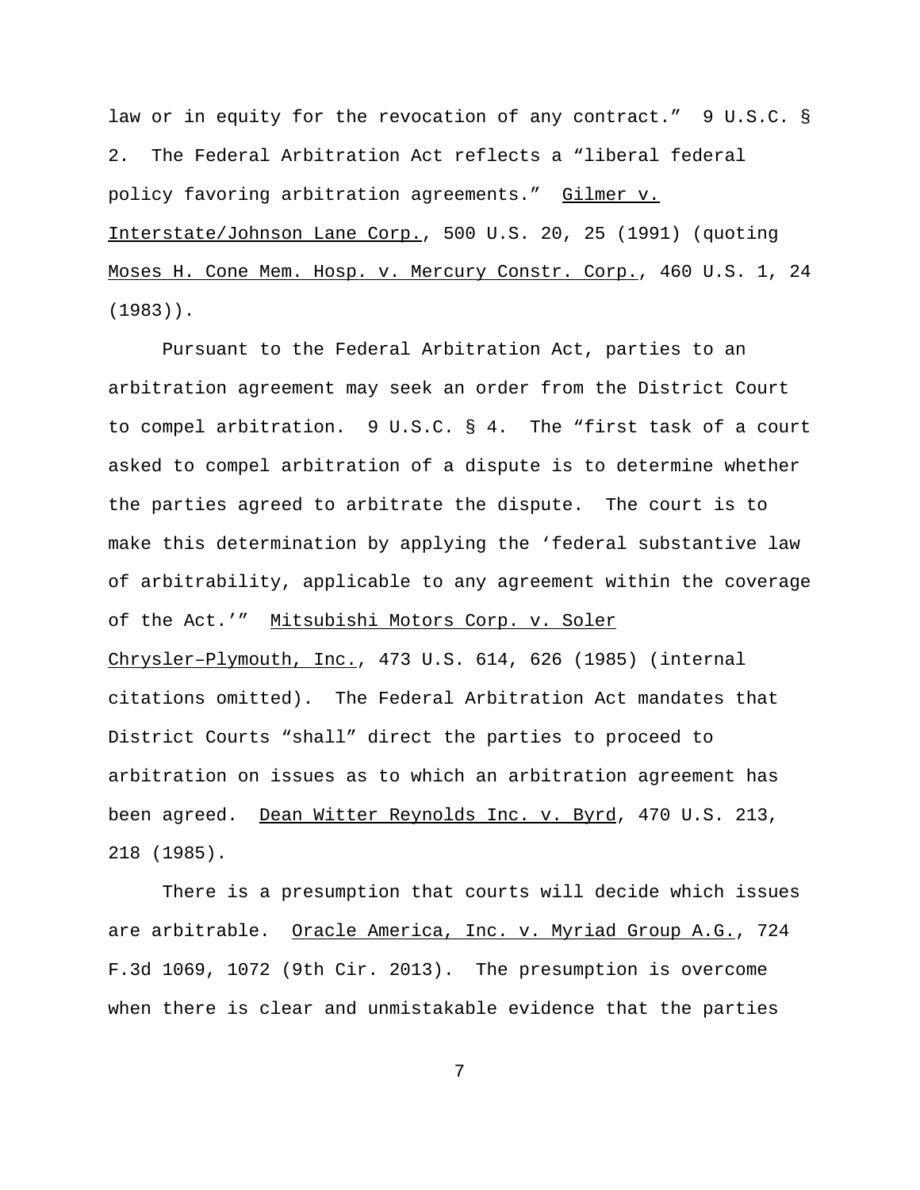law or in equity for the revocation of any contract." 9 U.S.C. § 2. The Federal Arbitration Act reflects a "liberal federal policy favoring arbitration agreements." Gilmer v. Interstate/Johnson Lane Corp., 500 U.S. 20, 25 (1991) (quoting Moses H. Cone Mem. Hosp. v. Mercury Constr. Corp., 460 U.S. 1, 24 (1983)).

Pursuant to the Federal Arbitration Act, parties to an arbitration agreement may seek an order from the District Court to compel arbitration. 9 U.S.C. § 4. The "first task of a court asked to compel arbitration of a dispute is to determine whether the parties agreed to arbitrate the dispute. The court is to make this determination by applying the 'federal substantive law of arbitrability, applicable to any agreement within the coverage of the Act.'" Mitsubishi Motors Corp. v. Soler Chrysler–Plymouth, Inc., 473 U.S. 614, 626 (1985) (internal citations omitted). The Federal Arbitration Act mandates that District Courts "shall" direct the parties to proceed to arbitration on issues as to which an arbitration agreement has been agreed. Dean Witter Reynolds Inc. v. Byrd, 470 U.S. 213, 218 (1985).

There is a presumption that courts will decide which issues are arbitrable. Oracle America, Inc. v. Myriad Group A.G., 724 F.3d 1069, 1072 (9th Cir. 2013). The presumption is overcome when there is clear and unmistakable evidence that the parties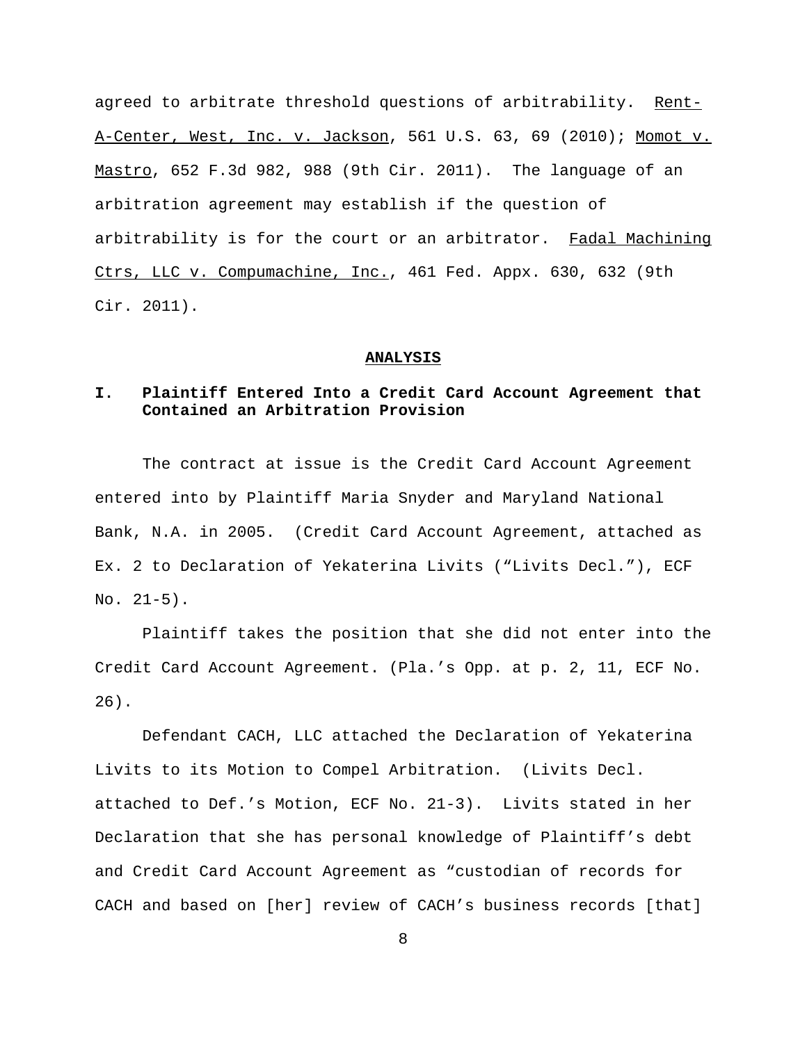agreed to arbitrate threshold questions of arbitrability. Rent-A-Center, West, Inc. v. Jackson, 561 U.S. 63, 69 (2010); Momot v. Mastro, 652 F.3d 982, 988 (9th Cir. 2011). The language of an arbitration agreement may establish if the question of arbitrability is for the court or an arbitrator. Fadal Machining Ctrs, LLC v. Compumachine, Inc., 461 Fed. Appx. 630, 632 (9th Cir. 2011).

## ANALYSIS

### I. Plaintiff Entered Into a Credit Card Account Agreement that Contained an Arbitration Provision

The contract at issue is the Credit Card Account Agreement entered into by Plaintiff Maria Snyder and Maryland National Bank, N.A. in 2005. (Credit Card Account Agreement, attached as Ex. 2 to Declaration of Yekaterina Livits ("Livits Decl."), ECF No. 21-5).

Plaintiff takes the position that she did not enter into the Credit Card Account Agreement. (Pla.'s Opp. at p. 2, 11, ECF No. 26).

Defendant CACH, LLC attached the Declaration of Yekaterina Livits to its Motion to Compel Arbitration. (Livits Decl. attached to Def.'s Motion, ECF No. 21-3). Livits stated in her Declaration that she has personal knowledge of Plaintiff's debt and Credit Card Account Agreement as "custodian of records for CACH and based on [her] review of CACH's business records [that]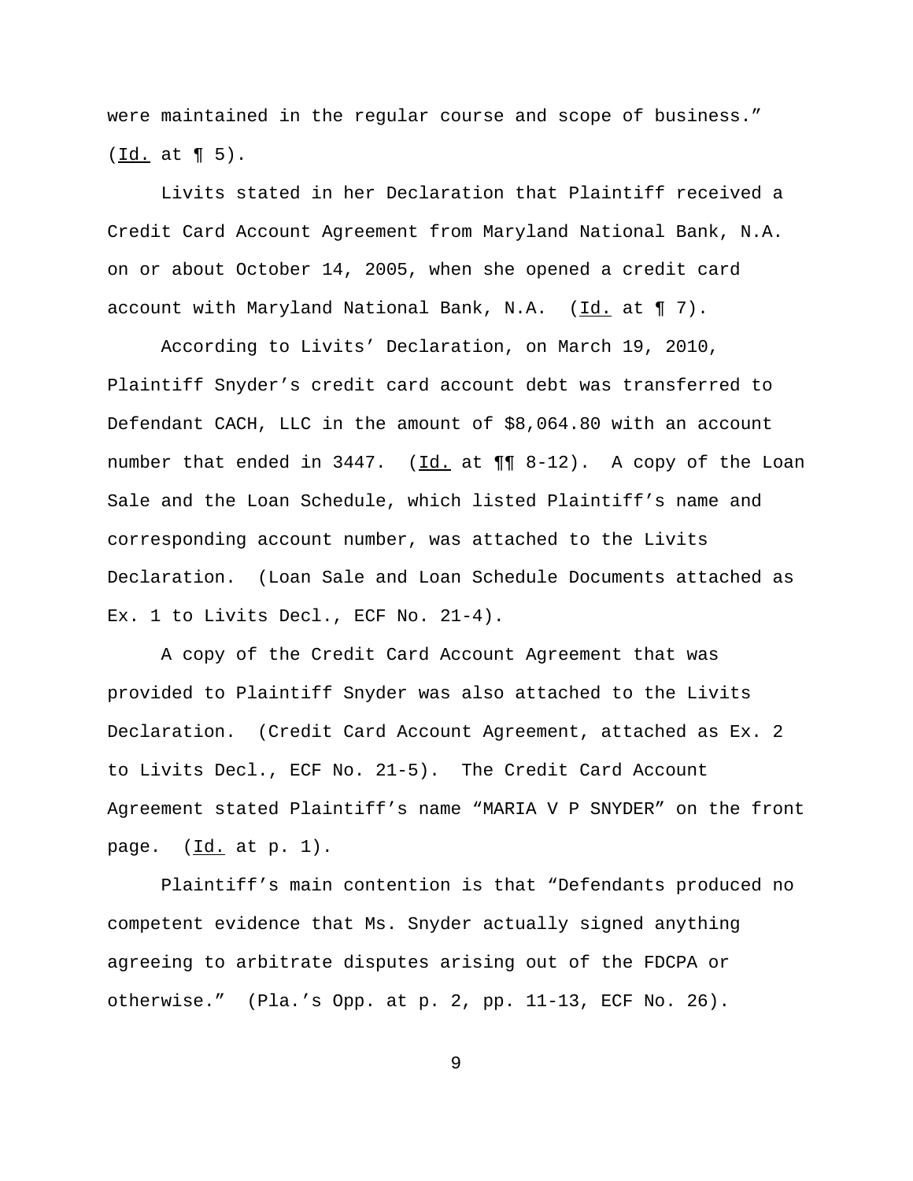were maintained in the regular course and scope of business." (Id. at ¶ 5).

Livits stated in her Declaration that Plaintiff received a Credit Card Account Agreement from Maryland National Bank, N.A. on or about October 14, 2005, when she opened a credit card account with Maryland National Bank, N.A. (Id. at ¶ 7).

According to Livits' Declaration, on March 19, 2010, Plaintiff Snyder's credit card account debt was transferred to Defendant CACH, LLC in the amount of $8,064.80 with an account number that ended in 3447. (Id. at ¶¶ 8-12). A copy of the Loan Sale and the Loan Schedule, which listed Plaintiff's name and corresponding account number, was attached to the Livits Declaration. (Loan Sale and Loan Schedule Documents attached as Ex. 1 to Livits Decl., ECF No. 21-4).

A copy of the Credit Card Account Agreement that was provided to Plaintiff Snyder was also attached to the Livits Declaration. (Credit Card Account Agreement, attached as Ex. 2 to Livits Decl., ECF No. 21-5). The Credit Card Account Agreement stated Plaintiff's name "MARIA V P SNYDER" on the front page. (Id. at p. 1).

Plaintiff's main contention is that "Defendants produced no competent evidence that Ms. Snyder actually signed anything agreeing to arbitrate disputes arising out of the FDCPA or otherwise." (Pla.'s Opp. at p. 2, pp. 11-13, ECF No. 26).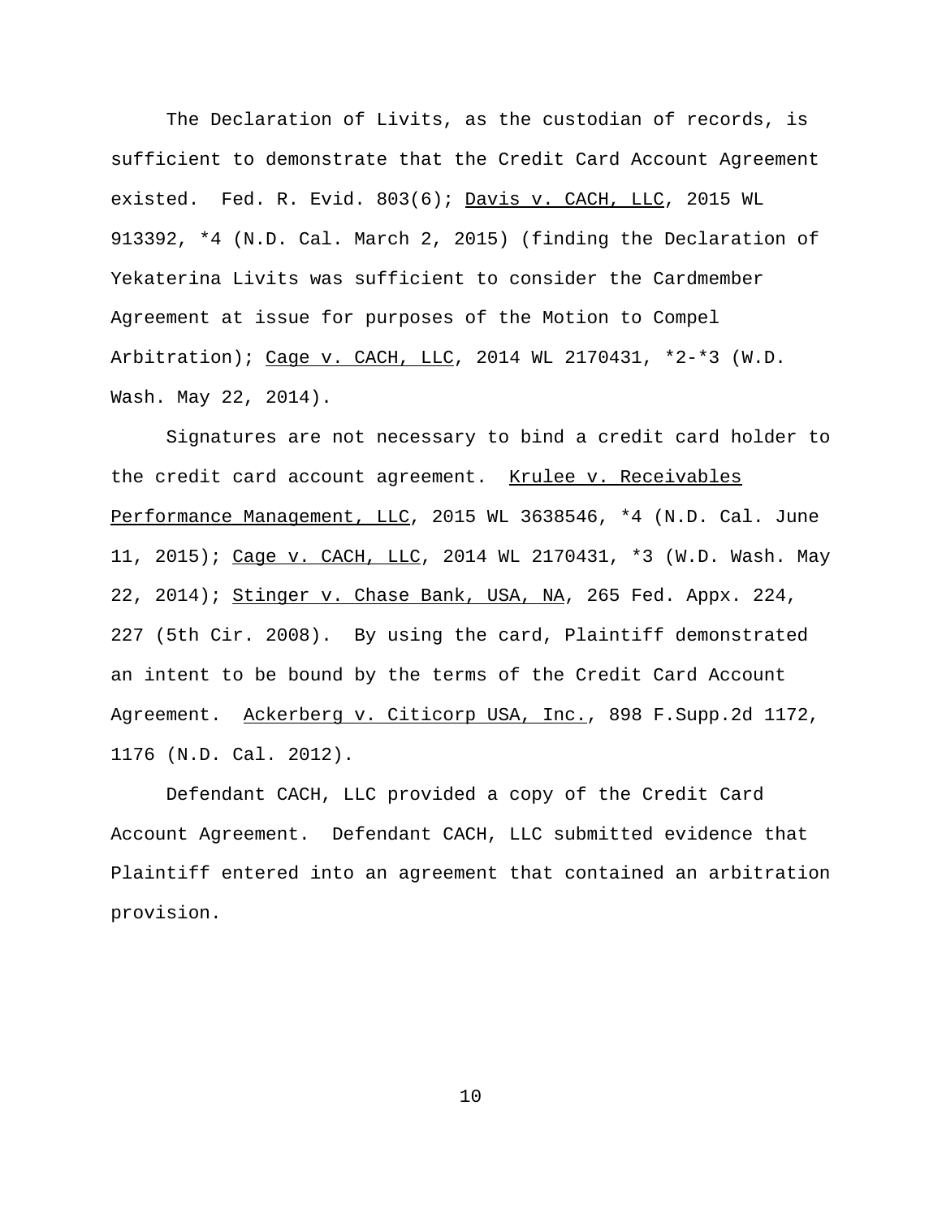The Declaration of Livits, as the custodian of records, is sufficient to demonstrate that the Credit Card Account Agreement existed. Fed. R. Evid. 803(6); Davis v. CACH, LLC, 2015 WL 913392, *4 (N.D. Cal. March 2, 2015) (finding the Declaration of Yekaterina Livits was sufficient to consider the Cardmember Agreement at issue for purposes of the Motion to Compel Arbitration); Cage v. CACH, LLC, 2014 WL 2170431, *2-*3 (W.D. Wash. May 22, 2014).

Signatures are not necessary to bind a credit card holder to the credit card account agreement. Krulee v. Receivables Performance Management, LLC, 2015 WL 3638546, *4 (N.D. Cal. June 11, 2015); Cage v. CACH, LLC, 2014 WL 2170431, *3 (W.D. Wash. May 22, 2014); Stinger v. Chase Bank, USA, NA, 265 Fed. Appx. 224, 227 (5th Cir. 2008). By using the card, Plaintiff demonstrated an intent to be bound by the terms of the Credit Card Account Agreement. Ackerberg v. Citicorp USA, Inc., 898 F.Supp.2d 1172, 1176 (N.D. Cal. 2012).

Defendant CACH, LLC provided a copy of the Credit Card Account Agreement. Defendant CACH, LLC submitted evidence that Plaintiff entered into an agreement that contained an arbitration provision.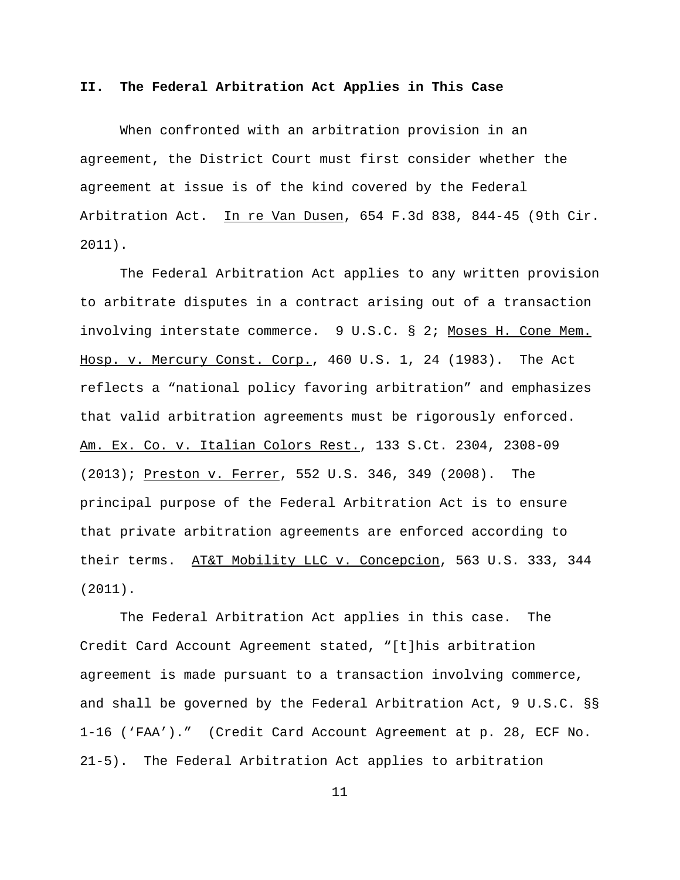## II. The Federal Arbitration Act Applies in This Case

When confronted with an arbitration provision in an agreement, the District Court must first consider whether the agreement at issue is of the kind covered by the Federal Arbitration Act. In re Van Dusen, 654 F.3d 838, 844-45 (9th Cir. 2011).

The Federal Arbitration Act applies to any written provision to arbitrate disputes in a contract arising out of a transaction involving interstate commerce. 9 U.S.C. § 2; Moses H. Cone Mem. Hosp. v. Mercury Const. Corp., 460 U.S. 1, 24 (1983). The Act reflects a "national policy favoring arbitration" and emphasizes that valid arbitration agreements must be rigorously enforced. Am. Ex. Co. v. Italian Colors Rest., 133 S.Ct. 2304, 2308-09 (2013); Preston v. Ferrer, 552 U.S. 346, 349 (2008). The principal purpose of the Federal Arbitration Act is to ensure that private arbitration agreements are enforced according to their terms. AT&T Mobility LLC v. Concepcion, 563 U.S. 333, 344 (2011).

The Federal Arbitration Act applies in this case. The Credit Card Account Agreement stated, "[t]his arbitration agreement is made pursuant to a transaction involving commerce, and shall be governed by the Federal Arbitration Act, 9 U.S.C. §§ 1-16 ('FAA')." (Credit Card Account Agreement at p. 28, ECF No. 21-5). The Federal Arbitration Act applies to arbitration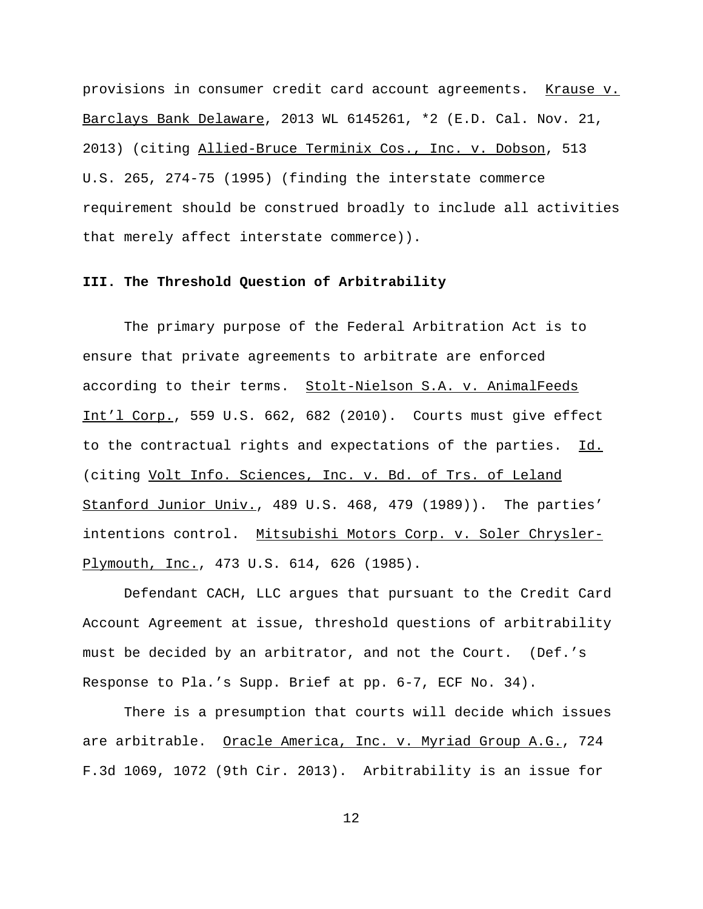provisions in consumer credit card account agreements. Krause v. Barclays Bank Delaware, 2013 WL 6145261, *2 (E.D. Cal. Nov. 21, 2013) (citing Allied-Bruce Terminix Cos., Inc. v. Dobson, 513 U.S. 265, 274-75 (1995) (finding the interstate commerce requirement should be construed broadly to include all activities that merely affect interstate commerce)).

**III. The Threshold Question of Arbitrability**

The primary purpose of the Federal Arbitration Act is to ensure that private agreements to arbitrate are enforced according to their terms. Stolt-Nielson S.A. v. AnimalFeeds Int'l Corp., 559 U.S. 662, 682 (2010). Courts must give effect to the contractual rights and expectations of the parties. Id. (citing Volt Info. Sciences, Inc. v. Bd. of Trs. of Leland Stanford Junior Univ., 489 U.S. 468, 479 (1989)). The parties' intentions control. Mitsubishi Motors Corp. v. Soler Chrysler-Plymouth, Inc., 473 U.S. 614, 626 (1985).

Defendant CACH, LLC argues that pursuant to the Credit Card Account Agreement at issue, threshold questions of arbitrability must be decided by an arbitrator, and not the Court. (Def.'s Response to Pla.'s Supp. Brief at pp. 6-7, ECF No. 34).

There is a presumption that courts will decide which issues are arbitrable. Oracle America, Inc. v. Myriad Group A.G., 724 F.3d 1069, 1072 (9th Cir. 2013). Arbitrability is an issue for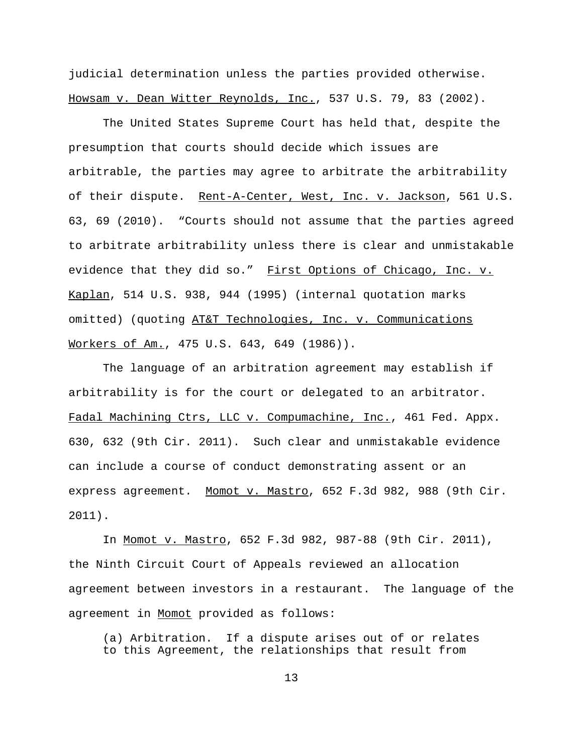judicial determination unless the parties provided otherwise. Howsam v. Dean Witter Reynolds, Inc., 537 U.S. 79, 83 (2002).

The United States Supreme Court has held that, despite the presumption that courts should decide which issues are arbitrable, the parties may agree to arbitrate the arbitrability of their dispute. Rent-A-Center, West, Inc. v. Jackson, 561 U.S. 63, 69 (2010). "Courts should not assume that the parties agreed to arbitrate arbitrability unless there is clear and unmistakable evidence that they did so." First Options of Chicago, Inc. v. Kaplan, 514 U.S. 938, 944 (1995) (internal quotation marks omitted) (quoting AT&T Technologies, Inc. v. Communications Workers of Am., 475 U.S. 643, 649 (1986)).

The language of an arbitration agreement may establish if arbitrability is for the court or delegated to an arbitrator. Fadal Machining Ctrs, LLC v. Compumachine, Inc., 461 Fed. Appx. 630, 632 (9th Cir. 2011). Such clear and unmistakable evidence can include a course of conduct demonstrating assent or an express agreement. Momot v. Mastro, 652 F.3d 982, 988 (9th Cir. 2011).

In Momot v. Mastro, 652 F.3d 982, 987-88 (9th Cir. 2011), the Ninth Circuit Court of Appeals reviewed an allocation agreement between investors in a restaurant. The language of the agreement in Momot provided as follows:

> (a) Arbitration. If a dispute arises out of or relates to this Agreement, the relationships that result from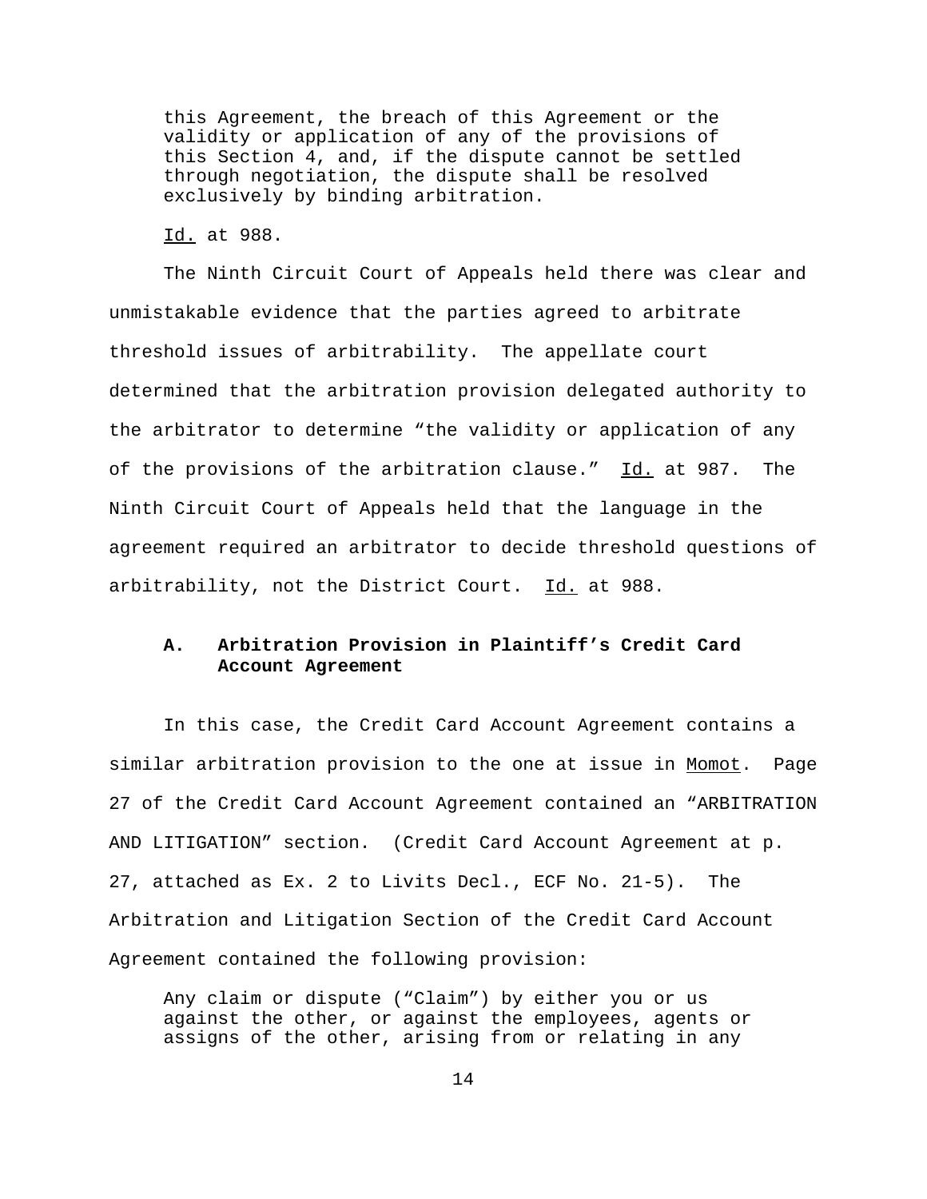> this Agreement, the breach of this Agreement or the validity or application of any of the provisions of this Section 4, and, if the dispute cannot be settled through negotiation, the dispute shall be resolved exclusively by binding arbitration.

Id. at 988.

The Ninth Circuit Court of Appeals held there was clear and unmistakable evidence that the parties agreed to arbitrate threshold issues of arbitrability. The appellate court determined that the arbitration provision delegated authority to the arbitrator to determine "the validity or application of any of the provisions of the arbitration clause." Id. at 987. The Ninth Circuit Court of Appeals held that the language in the agreement required an arbitrator to decide threshold questions of arbitrability, not the District Court. Id. at 988.

### A. Arbitration Provision in Plaintiff's Credit Card Account Agreement

In this case, the Credit Card Account Agreement contains a similar arbitration provision to the one at issue in Momot. Page 27 of the Credit Card Account Agreement contained an "ARBITRATION AND LITIGATION" section. (Credit Card Account Agreement at p. 27, attached as Ex. 2 to Livits Decl., ECF No. 21-5). The Arbitration and Litigation Section of the Credit Card Account Agreement contained the following provision:

> Any claim or dispute ("Claim") by either you or us against the other, or against the employees, agents or assigns of the other, arising from or relating in any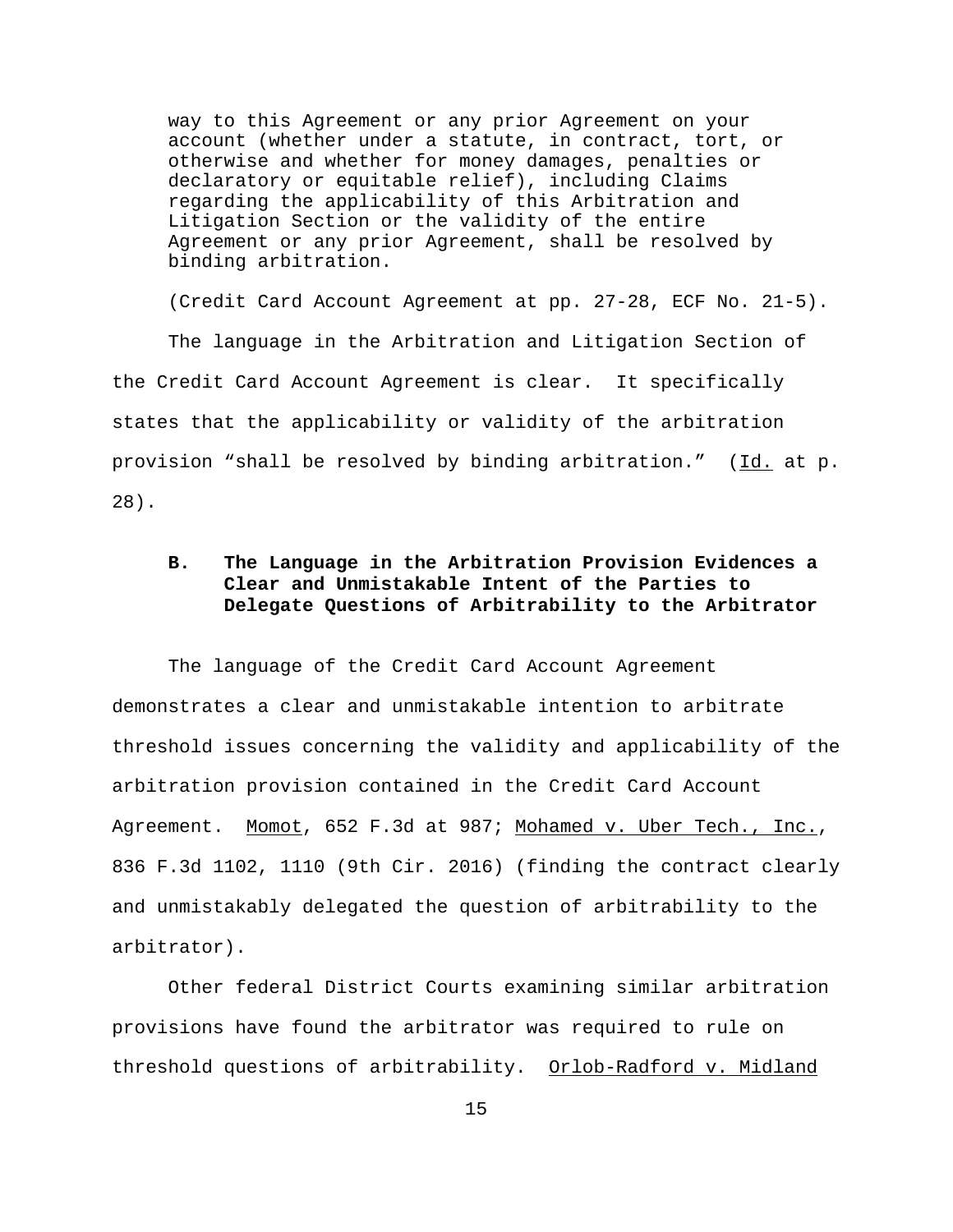> way to this Agreement or any prior Agreement on your account (whether under a statute, in contract, tort, or otherwise and whether for money damages, penalties or declaratory or equitable relief), including Claims regarding the applicability of this Arbitration and Litigation Section or the validity of the entire Agreement or any prior Agreement, shall be resolved by binding arbitration.

(Credit Card Account Agreement at pp. 27-28, ECF No. 21-5).

The language in the Arbitration and Litigation Section of the Credit Card Account Agreement is clear. It specifically states that the applicability or validity of the arbitration provision "shall be resolved by binding arbitration." (Id. at p. 28).

### B. The Language in the Arbitration Provision Evidences a Clear and Unmistakable Intent of the Parties to Delegate Questions of Arbitrability to the Arbitrator

The language of the Credit Card Account Agreement demonstrates a clear and unmistakable intention to arbitrate threshold issues concerning the validity and applicability of the arbitration provision contained in the Credit Card Account Agreement. Momot, 652 F.3d at 987; Mohamed v. Uber Tech., Inc., 836 F.3d 1102, 1110 (9th Cir. 2016) (finding the contract clearly and unmistakably delegated the question of arbitrability to the arbitrator).

Other federal District Courts examining similar arbitration provisions have found the arbitrator was required to rule on threshold questions of arbitrability. Orlob-Radford v. Midland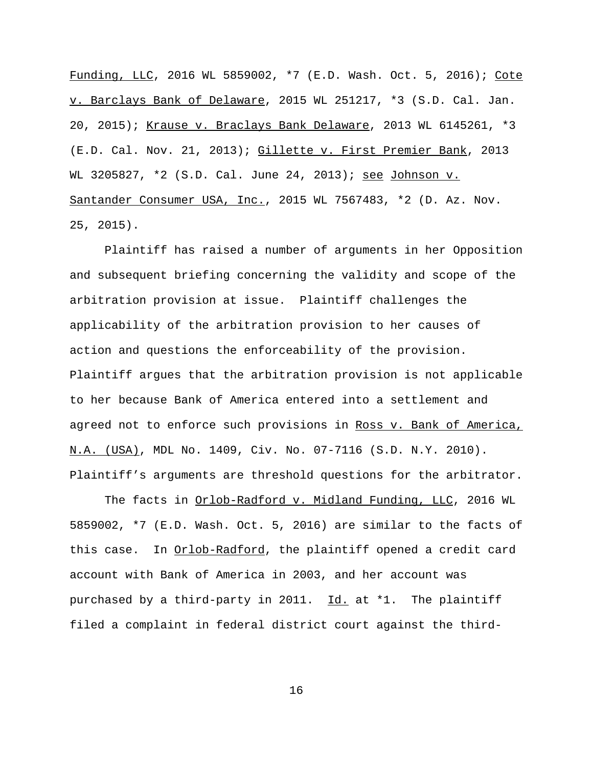Funding, LLC, 2016 WL 5859002, *7 (E.D. Wash. Oct. 5, 2016); Cote v. Barclays Bank of Delaware, 2015 WL 251217, *3 (S.D. Cal. Jan. 20, 2015); Krause v. Braclays Bank Delaware, 2013 WL 6145261, *3 (E.D. Cal. Nov. 21, 2013); Gillette v. First Premier Bank, 2013 WL 3205827, *2 (S.D. Cal. June 24, 2013); see Johnson v. Santander Consumer USA, Inc., 2015 WL 7567483, *2 (D. Az. Nov. 25, 2015).

Plaintiff has raised a number of arguments in her Opposition and subsequent briefing concerning the validity and scope of the arbitration provision at issue. Plaintiff challenges the applicability of the arbitration provision to her causes of action and questions the enforceability of the provision. Plaintiff argues that the arbitration provision is not applicable to her because Bank of America entered into a settlement and agreed not to enforce such provisions in Ross v. Bank of America, N.A. (USA), MDL No. 1409, Civ. No. 07-7116 (S.D. N.Y. 2010). Plaintiff's arguments are threshold questions for the arbitrator.

The facts in Orlob-Radford v. Midland Funding, LLC, 2016 WL 5859002, *7 (E.D. Wash. Oct. 5, 2016) are similar to the facts of this case. In Orlob-Radford, the plaintiff opened a credit card account with Bank of America in 2003, and her account was purchased by a third-party in 2011. Id. at *1. The plaintiff filed a complaint in federal district court against the third-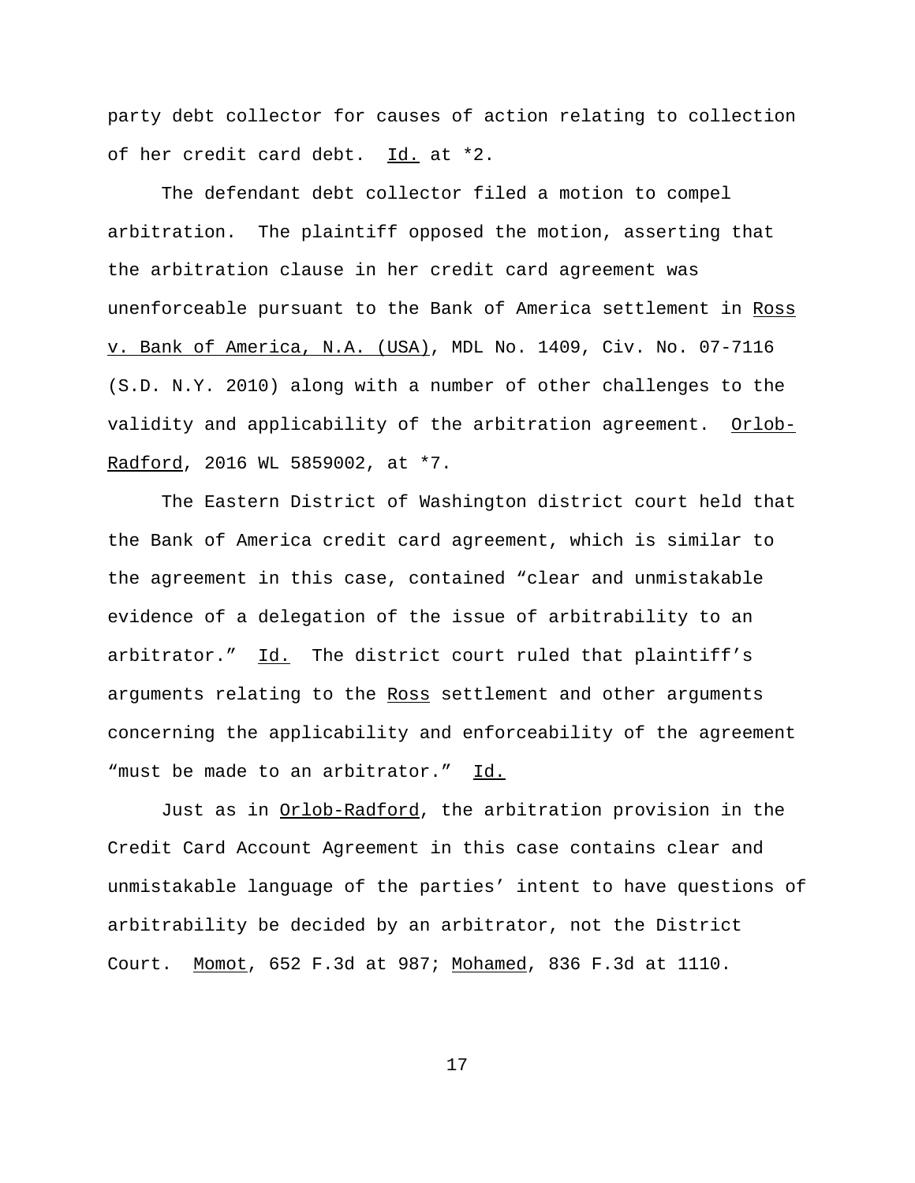party debt collector for causes of action relating to collection of her credit card debt. Id. at *2.

The defendant debt collector filed a motion to compel arbitration. The plaintiff opposed the motion, asserting that the arbitration clause in her credit card agreement was unenforceable pursuant to the Bank of America settlement in Ross v. Bank of America, N.A. (USA), MDL No. 1409, Civ. No. 07-7116 (S.D. N.Y. 2010) along with a number of other challenges to the validity and applicability of the arbitration agreement. Orlob-Radford, 2016 WL 5859002, at *7.

The Eastern District of Washington district court held that the Bank of America credit card agreement, which is similar to the agreement in this case, contained "clear and unmistakable evidence of a delegation of the issue of arbitrability to an arbitrator." Id. The district court ruled that plaintiff's arguments relating to the Ross settlement and other arguments concerning the applicability and enforceability of the agreement "must be made to an arbitrator." Id.

Just as in Orlob-Radford, the arbitration provision in the Credit Card Account Agreement in this case contains clear and unmistakable language of the parties' intent to have questions of arbitrability be decided by an arbitrator, not the District Court. Momot, 652 F.3d at 987; Mohamed, 836 F.3d at 1110.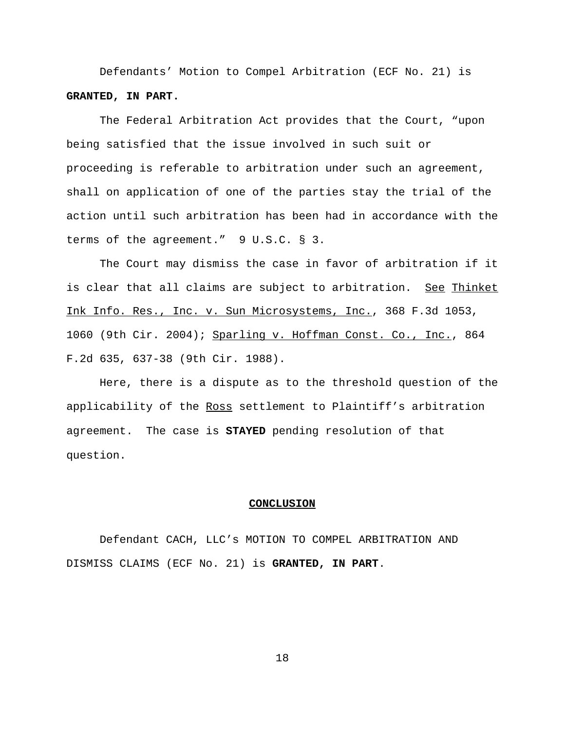Defendants' Motion to Compel Arbitration (ECF No. 21) is **GRANTED, IN PART.**

The Federal Arbitration Act provides that the Court, "upon being satisfied that the issue involved in such suit or proceeding is referable to arbitration under such an agreement, shall on application of one of the parties stay the trial of the action until such arbitration has been had in accordance with the terms of the agreement." 9 U.S.C. § 3.

The Court may dismiss the case in favor of arbitration if it is clear that all claims are subject to arbitration. See Thinket Ink Info. Res., Inc. v. Sun Microsystems, Inc., 368 F.3d 1053, 1060 (9th Cir. 2004); Sparling v. Hoffman Const. Co., Inc., 864 F.2d 635, 637-38 (9th Cir. 1988).

Here, there is a dispute as to the threshold question of the applicability of the Ross settlement to Plaintiff's arbitration agreement. The case is **STAYED** pending resolution of that question.

## CONCLUSION

Defendant CACH, LLC's MOTION TO COMPEL ARBITRATION AND DISMISS CLAIMS (ECF No. 21) is **GRANTED, IN PART**.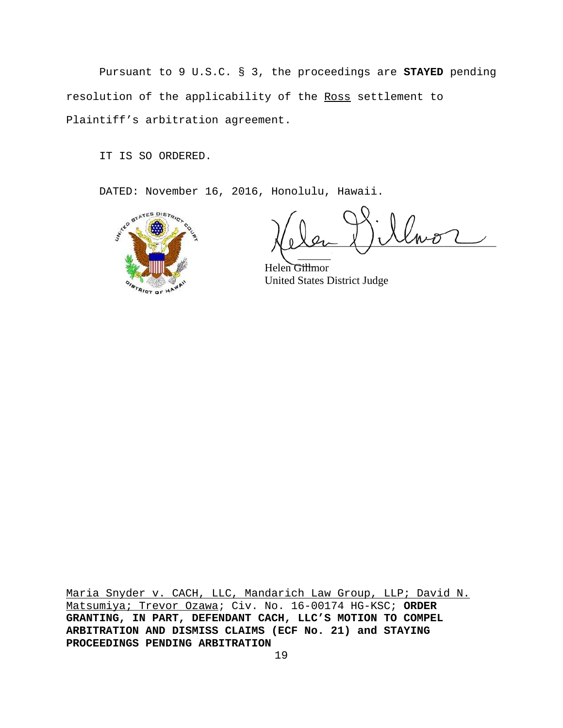Pursuant to 9 U.S.C. § 3, the proceedings are **STAYED** pending resolution of the applicability of the Ross settlement to Plaintiff's arbitration agreement.

IT IS SO ORDERED.

DATED: November 16, 2016, Honolulu, Hawaii.

Helen Gillmor
United States District Judge

Maria Snyder v. CACH, LLC, Mandarich Law Group, LLP; David N. Matsumiya; Trevor Ozawa; Civ. No. 16-00174 HG-KSC; **ORDER GRANTING, IN PART, DEFENDANT CACH, LLC'S MOTION TO COMPEL ARBITRATION AND DISMISS CLAIMS (ECF No. 21) and STAYING PROCEEDINGS PENDING ARBITRATION**